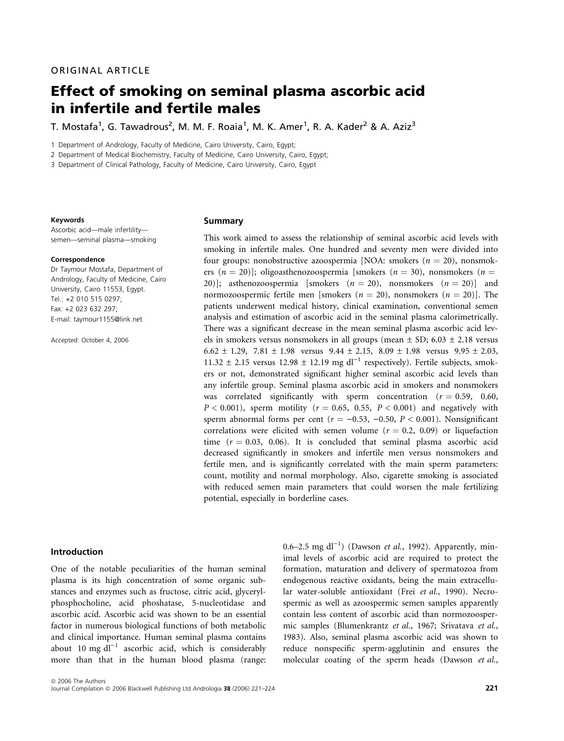ORIGINAL ARTICLE

# Effect of smoking on seminal plasma ascorbic acid in infertile and fertile males

T. Mostafa[1], G. Tawadrous[2], M. M. F. Roaia[1], M. K. Amer[1], R. A. Kader[2] & A. Aziz[3]

1 Department of Andrology, Faculty of Medicine, Cairo University, Cairo, Egypt;
2 Department of Medical Biochemistry, Faculty of Medicine, Cairo University, Cairo, Egypt;
3 Department of Clinical Pathology, Faculty of Medicine, Cairo University, Cairo, Egypt

**Keywords**

Ascorbic acid—male infertility—semen—seminal plasma—smoking

**Correspondence**

Dr Taymour Mostafa, Department of Andrology, Faculty of Medicine, Cairo University, Cairo 11553, Egypt.
Tel.: +2 010 515 0297;
Fax: +2 023 632 297;
E-mail: taymour1155@link.net

Accepted: October 4, 2006

## Summary

This work aimed to assess the relationship of seminal ascorbic acid levels with smoking in infertile males. One hundred and seventy men were divided into four groups: nonobstructive azoospermia [NOA: smokers ($n = 20$), nonsmokers ($n = 20$)]; oligoasthenozoospermia [smokers ($n = 30$), nonsmokers ($n = 20$)]; asthenozoospermia [smokers ($n = 20$), nonsmokers ($n = 20$)] and normozoospermic fertile men [smokers ($n = 20$), nonsmokers ($n = 20$)]. The patients underwent medical history, clinical examination, conventional semen analysis and estimation of ascorbic acid in the seminal plasma calorimetrically. There was a significant decrease in the mean seminal plasma ascorbic acid levels in smokers versus nonsmokers in all groups (mean ± SD; 6.03 ± 2.18 versus 6.62 ± 1.29, 7.81 ± 1.98 versus 9.44 ± 2.15, 8.09 ± 1.98 versus 9.95 ± 2.03, 11.32 ± 2.15 versus 12.98 ± 12.19 mg dl$^{-1}$ respectively). Fertile subjects, smokers or not, demonstrated significant higher seminal ascorbic acid levels than any infertile group. Seminal plasma ascorbic acid in smokers and nonsmokers was correlated significantly with sperm concentration ($r = 0.59$, $0.60$, $P < 0.001$), sperm motility ($r = 0.65$, $0.55$, $P < 0.001$) and negatively with sperm abnormal forms per cent ($r = -0.53$, $-0.50$, $P < 0.001$). Nonsignificant correlations were elicited with semen volume ($r = 0.2$, $0.09$) or liquefaction time ($r = 0.03$, $0.06$). It is concluded that seminal plasma ascorbic acid decreased significantly in smokers and infertile men versus nonsmokers and fertile men, and is significantly correlated with the main sperm parameters: count, motility and normal morphology. Also, cigarette smoking is associated with reduced semen main parameters that could worsen the male fertilizing potential, especially in borderline cases.

## Introduction

One of the notable peculiarities of the human seminal plasma is its high concentration of some organic substances and enzymes such as fructose, citric acid, glycerylphosphocholine, acid phoshatase, 5-nucleotidase and ascorbic acid. Ascorbic acid was shown to be an essential factor in numerous biological functions of both metabolic and clinical importance. Human seminal plasma contains about 10 mg dl$^{-1}$ ascorbic acid, which is considerably more than that in the human blood plasma (range: 0.6–2.5 mg dl$^{-1}$) (Dawson *et al.*, 1992). Apparently, minimal levels of ascorbic acid are required to protect the formation, maturation and delivery of spermatozoa from endogenous reactive oxidants, being the main extracellular water-soluble antioxidant (Frei *et al.*, 1990). Necrospermic as well as azoospermic semen samples apparently contain less content of ascorbic acid than normozoospermic samples (Blumenkrantz *et al.*, 1967; Srivatava *et al.*, 1983). Also, seminal plasma ascorbic acid was shown to reduce nonspecific sperm-agglutinin and ensures the molecular coating of the sperm heads (Dawson *et al.*,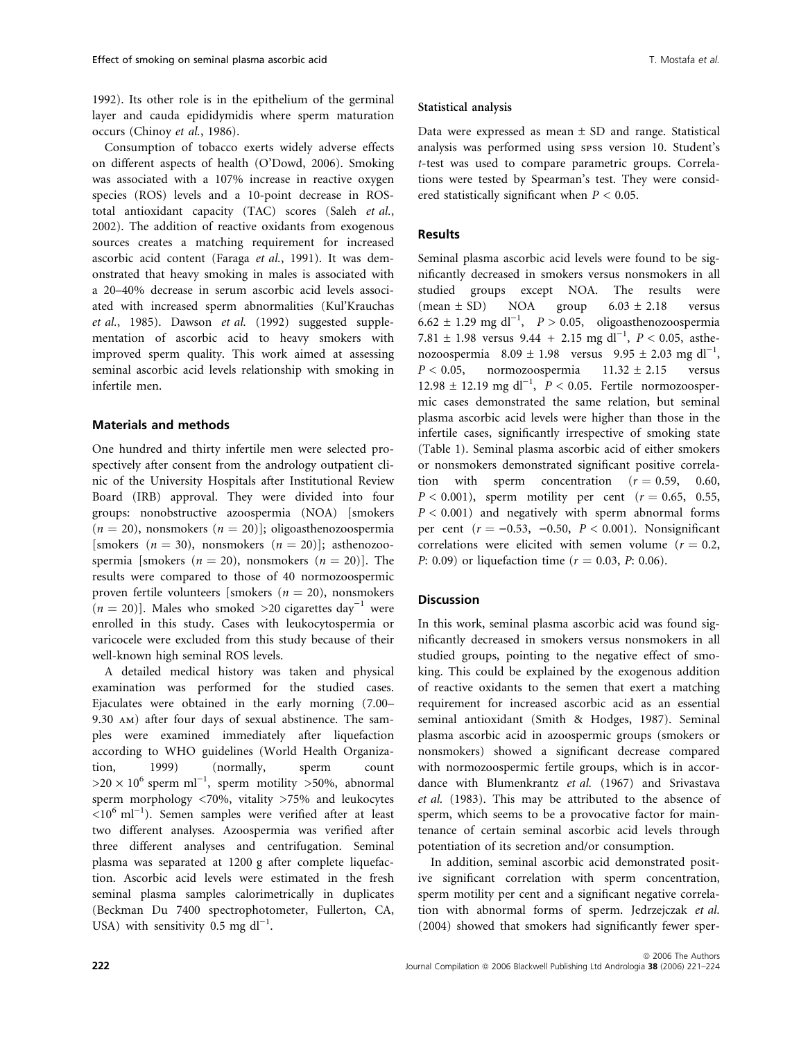1992). Its other role is in the epithelium of the germinal layer and cauda epididymidis where sperm maturation occurs (Chinoy *et al.*, 1986).

Consumption of tobacco exerts widely adverse effects on different aspects of health (O'Dowd, 2006). Smoking was associated with a 107% increase in reactive oxygen species (ROS) levels and a 10-point decrease in ROS-total antioxidant capacity (TAC) scores (Saleh *et al.*, 2002). The addition of reactive oxidants from exogenous sources creates a matching requirement for increased ascorbic acid content (Faraga *et al.*, 1991). It was demonstrated that heavy smoking in males is associated with a 20–40% decrease in serum ascorbic acid levels associated with increased sperm abnormalities (Kul'Krauchas *et al.*, 1985). Dawson *et al.* (1992) suggested supplementation of ascorbic acid to heavy smokers with improved sperm quality. This work aimed at assessing seminal ascorbic acid levels relationship with smoking in infertile men.

## Materials and methods

One hundred and thirty infertile men were selected prospectively after consent from the andrology outpatient clinic of the University Hospitals after Institutional Review Board (IRB) approval. They were divided into four groups: nonobstructive azoospermia (NOA) [smokers ($n = 20$), nonsmokers ($n = 20$)]; oligoasthenozoospermia [smokers ($n = 30$), nonsmokers ($n = 20$)]; asthenozoospermia [smokers ($n = 20$), nonsmokers ($n = 20$)]. The results were compared to those of 40 normozoospermic proven fertile volunteers [smokers ($n = 20$), nonsmokers ($n = 20$)]. Males who smoked >20 cigarettes day$^{-1}$ were enrolled in this study. Cases with leukocytospermia or varicocele were excluded from this study because of their well-known high seminal ROS levels.

A detailed medical history was taken and physical examination was performed for the studied cases. Ejaculates were obtained in the early morning (7.00–9.30 AM) after four days of sexual abstinence. The samples were examined immediately after liquefaction according to WHO guidelines (World Health Organization, 1999) (normally, sperm count $>20 \times 10^6$ sperm ml$^{-1}$, sperm motility >50%, abnormal sperm morphology <70%, vitality >75% and leukocytes $<10^6$ ml$^{-1}$). Semen samples were verified after at least two different analyses. Azoospermia was verified after three different analyses and centrifugation. Seminal plasma was separated at 1200 g after complete liquefaction. Ascorbic acid levels were estimated in the fresh seminal plasma samples calorimetrically in duplicates (Beckman Du 7400 spectrophotometer, Fullerton, CA, USA) with sensitivity 0.5 mg dl$^{-1}$.

### Statistical analysis

Data were expressed as mean ± SD and range. Statistical analysis was performed using SPSS version 10. Student's *t*-test was used to compare parametric groups. Correlations were tested by Spearman's test. They were considered statistically significant when $P < 0.05$.

## Results

Seminal plasma ascorbic acid levels were found to be significantly decreased in smokers versus nonsmokers in all studied groups except NOA. The results were (mean ± SD) NOA group 6.03 ± 2.18 versus 6.62 ± 1.29 mg dl$^{-1}$, $P > 0.05$, oligoasthenozoospermia 7.81 ± 1.98 versus 9.44 + 2.15 mg dl$^{-1}$, $P < 0.05$, asthenozoospermia 8.09 ± 1.98 versus 9.95 ± 2.03 mg dl$^{-1}$, $P < 0.05$, normozoospermia 11.32 ± 2.15 versus 12.98 ± 12.19 mg dl$^{-1}$, $P < 0.05$. Fertile normozoospermic cases demonstrated the same relation, but seminal plasma ascorbic acid levels were higher than those in the infertile cases, significantly irrespective of smoking state (Table 1). Seminal plasma ascorbic acid of either smokers or nonsmokers demonstrated significant positive correlation with sperm concentration ($r = 0.59$, 0.60, $P < 0.001$), sperm motility per cent ($r = 0.65$, 0.55, $P < 0.001$) and negatively with sperm abnormal forms per cent ($r = -0.53$, $-0.50$, $P < 0.001$). Nonsignificant correlations were elicited with semen volume ($r = 0.2$, $P$: 0.09) or liquefaction time ($r = 0.03$, $P$: 0.06).

## Discussion

In this work, seminal plasma ascorbic acid was found significantly decreased in smokers versus nonsmokers in all studied groups, pointing to the negative effect of smoking. This could be explained by the exogenous addition of reactive oxidants to the semen that exert a matching requirement for increased ascorbic acid as an essential seminal antioxidant (Smith & Hodges, 1987). Seminal plasma ascorbic acid in azoospermic groups (smokers or nonsmokers) showed a significant decrease compared with normozoospermic fertile groups, which is in accordance with Blumenkrantz *et al.* (1967) and Srivastava *et al.* (1983). This may be attributed to the absence of sperm, which seems to be a provocative factor for maintenance of certain seminal ascorbic acid levels through potentiation of its secretion and/or consumption.

In addition, seminal ascorbic acid demonstrated positive significant correlation with sperm concentration, sperm motility per cent and a significant negative correlation with abnormal forms of sperm. Jedrzejczak *et al.* (2004) showed that smokers had significantly fewer sper-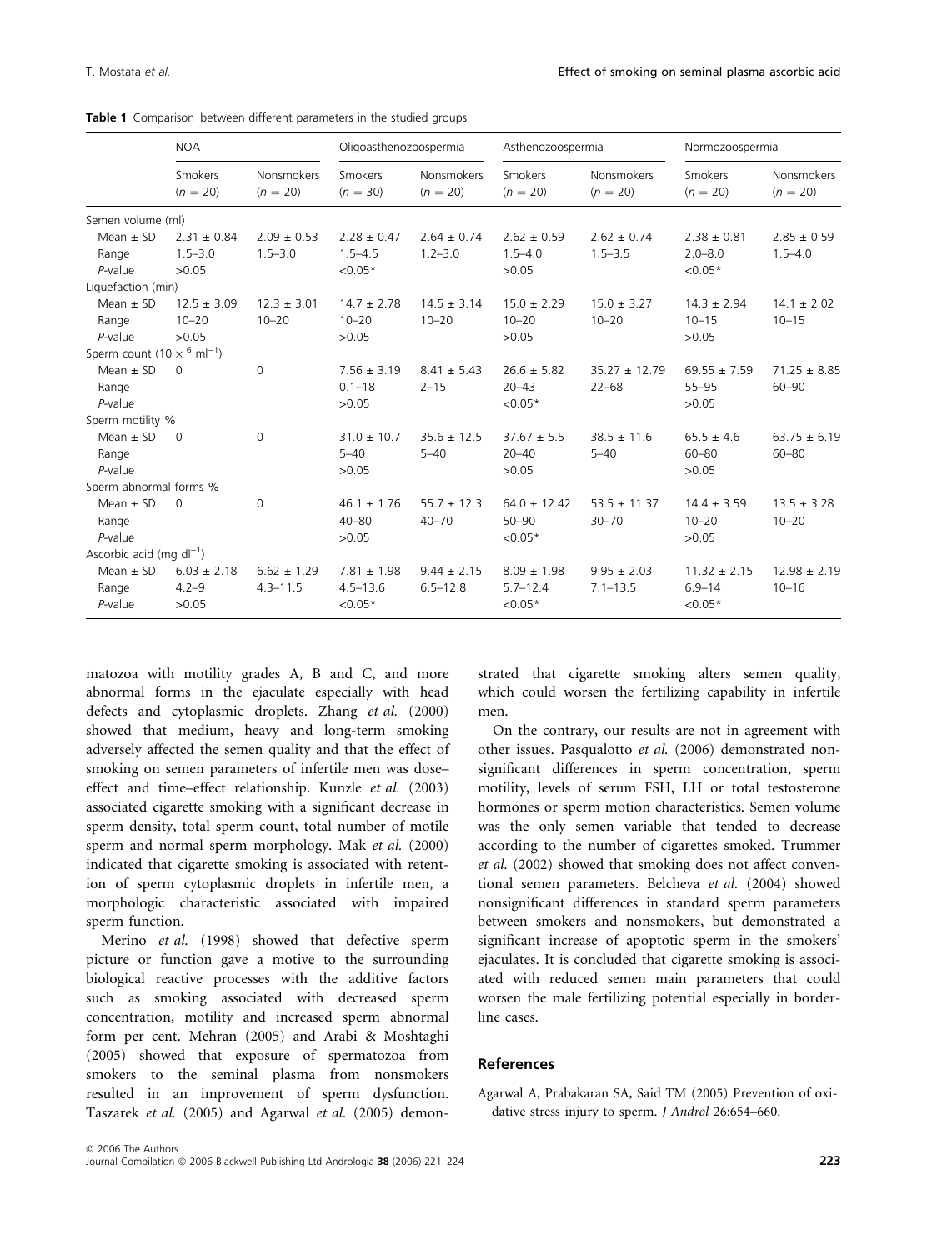**Table 1** Comparison between different parameters in the studied groups

| | NOA | | Oligoasthenozoospermia | | Asthenozoospermia | | Normozoospermia | |
|---|---|---|---|---|---|---|---|---|
| | Smokers ($n = 20$) | Nonsmokers ($n = 20$) | Smokers ($n = 30$) | Nonsmokers ($n = 20$) | Smokers ($n = 20$) | Nonsmokers ($n = 20$) | Smokers ($n = 20$) | Nonsmokers ($n = 20$) |
| Semen volume (ml) | | | | | | | | |
| Mean ± SD | 2.31 ± 0.84 | 2.09 ± 0.53 | 2.28 ± 0.47 | 2.64 ± 0.74 | 2.62 ± 0.59 | 2.62 ± 0.74 | 2.38 ± 0.81 | 2.85 ± 0.59 |
| Range | 1.5–3.0 | 1.5–3.0 | 1.5–4.5 | 1.2–3.0 | 1.5–4.0 | 1.5–3.5 | 2.0–8.0 | 1.5–4.0 |
| *P*-value | >0.05 | | <0.05* | | >0.05 | | <0.05* | |
| Liquefaction (min) | | | | | | | | |
| Mean ± SD | 12.5 ± 3.09 | 12.3 ± 3.01 | 14.7 ± 2.78 | 14.5 ± 3.14 | 15.0 ± 2.29 | 15.0 ± 3.27 | 14.3 ± 2.94 | 14.1 ± 2.02 |
| Range | 10–20 | 10–20 | 10–20 | 10–20 | 10–20 | 10–20 | 10–15 | 10–15 |
| *P*-value | >0.05 | | >0.05 | | >0.05 | | >0.05 | |
| Sperm count ($10 \times {}^{6}$ ml$^{-1}$) | | | | | | | | |
| Mean ± SD | 0 | 0 | 7.56 ± 3.19 | 8.41 ± 5.43 | 26.6 ± 5.82 | 35.27 ± 12.79 | 69.55 ± 7.59 | 71.25 ± 8.85 |
| Range | | | 0.1–18 | 2–15 | 20–43 | 22–68 | 55–95 | 60–90 |
| *P*-value | | | >0.05 | | <0.05* | | >0.05 | |
| Sperm motility % | | | | | | | | |
| Mean ± SD | 0 | 0 | 31.0 ± 10.7 | 35.6 ± 12.5 | 37.67 ± 5.5 | 38.5 ± 11.6 | 65.5 ± 4.6 | 63.75 ± 6.19 |
| Range | | | 5–40 | 5–40 | 20–40 | 5–40 | 60–80 | 60–80 |
| *P*-value | | | >0.05 | | >0.05 | | >0.05 | |
| Sperm abnormal forms % | | | | | | | | |
| Mean ± SD | 0 | 0 | 46.1 ± 1.76 | 55.7 ± 12.3 | 64.0 ± 12.42 | 53.5 ± 11.37 | 14.4 ± 3.59 | 13.5 ± 3.28 |
| Range | | | 40–80 | 40–70 | 50–90 | 30–70 | 10–20 | 10–20 |
| *P*-value | | | >0.05 | | <0.05* | | >0.05 | |
| Ascorbic acid (mg dl$^{-1}$) | | | | | | | | |
| Mean ± SD | 6.03 ± 2.18 | 6.62 ± 1.29 | 7.81 ± 1.98 | 9.44 ± 2.15 | 8.09 ± 1.98 | 9.95 ± 2.03 | 11.32 ± 2.15 | 12.98 ± 2.19 |
| Range | 4.2–9 | 4.3–11.5 | 4.5–13.6 | 6.5–12.8 | 5.7–12.4 | 7.1–13.5 | 6.9–14 | 10–16 |
| *P*-value | >0.05 | | <0.05* | | <0.05* | | <0.05* | |

matozoa with motility grades A, B and C, and more abnormal forms in the ejaculate especially with head defects and cytoplasmic droplets. Zhang *et al.* (2000) showed that medium, heavy and long-term smoking adversely affected the semen quality and that the effect of smoking on semen parameters of infertile men was dose–effect and time–effect relationship. Kunzle *et al.* (2003) associated cigarette smoking with a significant decrease in sperm density, total sperm count, total number of motile sperm and normal sperm morphology. Mak *et al.* (2000) indicated that cigarette smoking is associated with retention of sperm cytoplasmic droplets in infertile men, a morphologic characteristic associated with impaired sperm function.

Merino *et al.* (1998) showed that defective sperm picture or function gave a motive to the surrounding biological reactive processes with the additive factors such as smoking associated with decreased sperm concentration, motility and increased sperm abnormal form per cent. Mehran (2005) and Arabi & Moshtaghi (2005) showed that exposure of spermatozoa from smokers to the seminal plasma from nonsmokers resulted in an improvement of sperm dysfunction. Taszarek *et al.* (2005) and Agarwal *et al.* (2005) demonstrated that cigarette smoking alters semen quality, which could worsen the fertilizing capability in infertile men.

On the contrary, our results are not in agreement with other issues. Pasqualotto *et al.* (2006) demonstrated nonsignificant differences in sperm concentration, sperm motility, levels of serum FSH, LH or total testosterone hormones or sperm motion characteristics. Semen volume was the only semen variable that tended to decrease according to the number of cigarettes smoked. Trummer *et al.* (2002) showed that smoking does not affect conventional semen parameters. Belcheva *et al.* (2004) showed nonsignificant differences in standard sperm parameters between smokers and nonsmokers, but demonstrated a significant increase of apoptotic sperm in the smokers' ejaculates. It is concluded that cigarette smoking is associated with reduced semen main parameters that could worsen the male fertilizing potential especially in borderline cases.

## References

Agarwal A, Prabakaran SA, Said TM (2005) Prevention of oxidative stress injury to sperm. *J Androl* 26:654–660.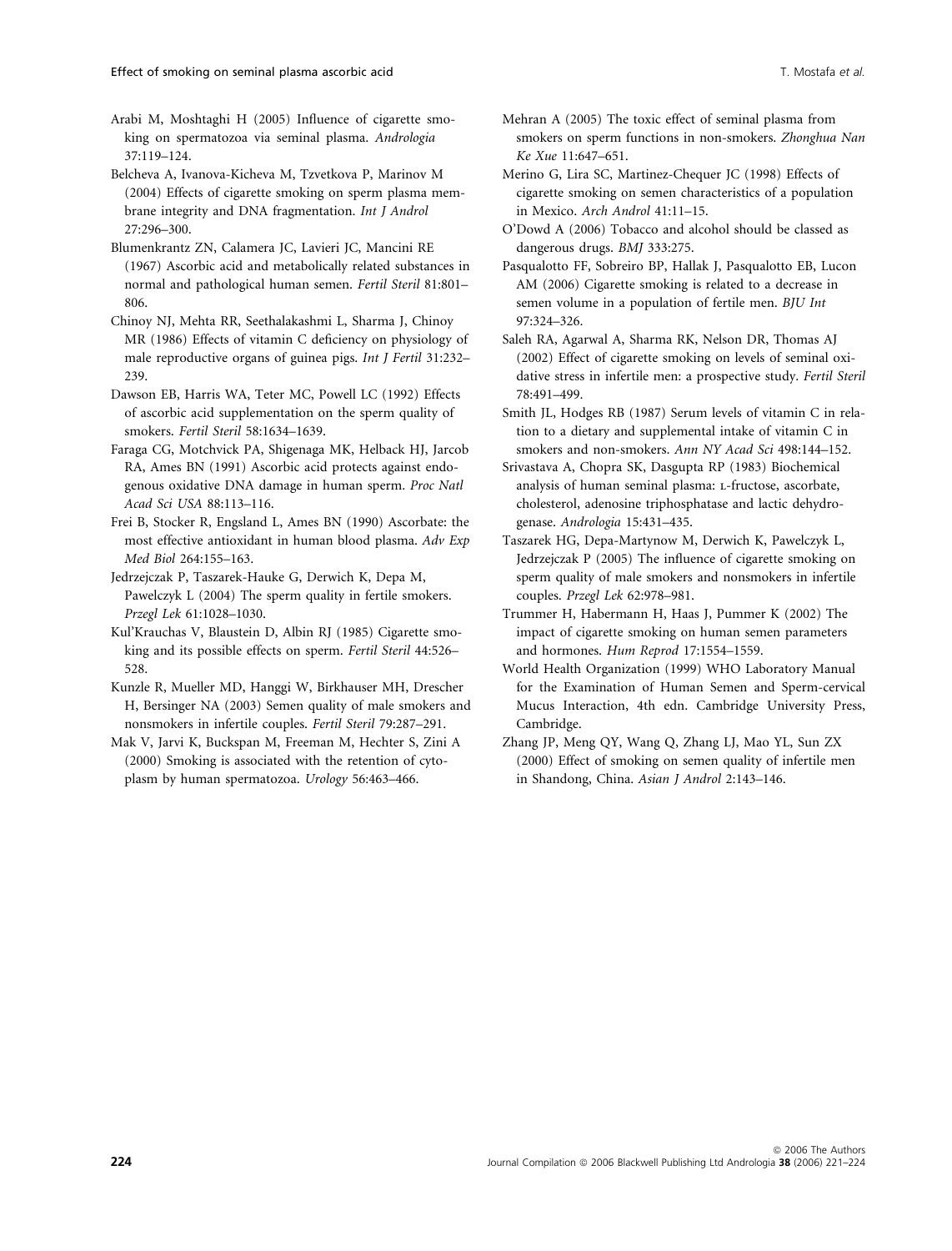Arabi M, Moshtaghi H (2005) Influence of cigarette smoking on spermatozoa via seminal plasma. *Andrologia* 37:119–124.

Belcheva A, Ivanova-Kicheva M, Tzvetkova P, Marinov M (2004) Effects of cigarette smoking on sperm plasma membrane integrity and DNA fragmentation. *Int J Androl* 27:296–300.

Blumenkrantz ZN, Calamera JC, Lavieri JC, Mancini RE (1967) Ascorbic acid and metabolically related substances in normal and pathological human semen. *Fertil Steril* 81:801–806.

Chinoy NJ, Mehta RR, Seethalakashmi L, Sharma J, Chinoy MR (1986) Effects of vitamin C deficiency on physiology of male reproductive organs of guinea pigs. *Int J Fertil* 31:232–239.

Dawson EB, Harris WA, Teter MC, Powell LC (1992) Effects of ascorbic acid supplementation on the sperm quality of smokers. *Fertil Steril* 58:1634–1639.

Faraga CG, Motchvick PA, Shigenaga MK, Helback HJ, Jarcob RA, Ames BN (1991) Ascorbic acid protects against endogenous oxidative DNA damage in human sperm. *Proc Natl Acad Sci USA* 88:113–116.

Frei B, Stocker R, Engsland L, Ames BN (1990) Ascorbate: the most effective antioxidant in human blood plasma. *Adv Exp Med Biol* 264:155–163.

Jedrzejczak P, Taszarek-Hauke G, Derwich K, Depa M, Pawelczyk L (2004) The sperm quality in fertile smokers. *Przegl Lek* 61:1028–1030.

Kul'Krauchas V, Blaustein D, Albin RJ (1985) Cigarette smoking and its possible effects on sperm. *Fertil Steril* 44:526–528.

Kunzle R, Mueller MD, Hanggi W, Birkhauser MH, Drescher H, Bersinger NA (2003) Semen quality of male smokers and nonsmokers in infertile couples. *Fertil Steril* 79:287–291.

Mak V, Jarvi K, Buckspan M, Freeman M, Hechter S, Zini A (2000) Smoking is associated with the retention of cytoplasm by human spermatozoa. *Urology* 56:463–466.

Mehran A (2005) The toxic effect of seminal plasma from smokers on sperm functions in non-smokers. *Zhonghua Nan Ke Xue* 11:647–651.

Merino G, Lira SC, Martinez-Chequer JC (1998) Effects of cigarette smoking on semen characteristics of a population in Mexico. *Arch Androl* 41:11–15.

O'Dowd A (2006) Tobacco and alcohol should be classed as dangerous drugs. *BMJ* 333:275.

Pasqualotto FF, Sobreiro BP, Hallak J, Pasqualotto EB, Lucon AM (2006) Cigarette smoking is related to a decrease in semen volume in a population of fertile men. *BJU Int* 97:324–326.

Saleh RA, Agarwal A, Sharma RK, Nelson DR, Thomas AJ (2002) Effect of cigarette smoking on levels of seminal oxidative stress in infertile men: a prospective study. *Fertil Steril* 78:491–499.

Smith JL, Hodges RB (1987) Serum levels of vitamin C in relation to a dietary and supplemental intake of vitamin C in smokers and non-smokers. *Ann NY Acad Sci* 498:144–152.

Srivastava A, Chopra SK, Dasgupta RP (1983) Biochemical analysis of human seminal plasma: L-fructose, ascorbate, cholesterol, adenosine triphosphatase and lactic dehydrogenase. *Andrologia* 15:431–435.

Taszarek HG, Depa-Martynow M, Derwich K, Pawelczyk L, Jedrzejczak P (2005) The influence of cigarette smoking on sperm quality of male smokers and nonsmokers in infertile couples. *Przegl Lek* 62:978–981.

Trummer H, Habermann H, Haas J, Pummer K (2002) The impact of cigarette smoking on human semen parameters and hormones. *Hum Reprod* 17:1554–1559.

World Health Organization (1999) WHO Laboratory Manual for the Examination of Human Semen and Sperm-cervical Mucus Interaction, 4th edn. Cambridge University Press, Cambridge.

Zhang JP, Meng QY, Wang Q, Zhang LJ, Mao YL, Sun ZX (2000) Effect of smoking on semen quality of infertile men in Shandong, China. *Asian J Androl* 2:143–146.